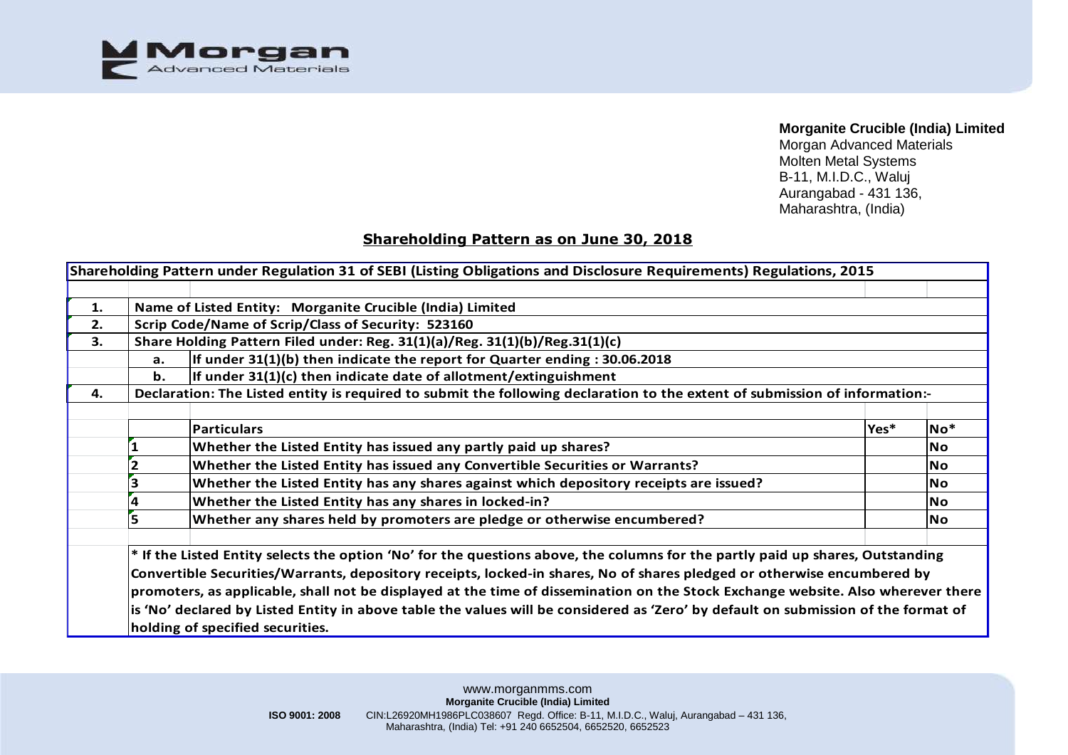**Morganite Crucible (India) Limited**
Morgan Advanced Materials
Molten Metal Systems
B-11, M.I.D.C., Waluj
Aurangabad - 431 136,
Maharashtra, (India)

## Shareholding Pattern as on June 30, 2018

| Shareholding Pattern under Regulation 31 of SEBI (Listing Obligations and Disclosure Requirements) Regulations, 2015 | | | | |
|---|---|---|---|---|
| **1.** | **Name of Listed Entity: Morganite Crucible (India) Limited** | | | |
| **2.** | **Scrip Code/Name of Scrip/Class of Security: 523160** | | | |
| **3.** | **Share Holding Pattern Filed under: Reg. 31(1)(a)/Reg. 31(1)(b)/Reg.31(1)(c)** | | | |
| | **a.** | **If under 31(1)(b) then indicate the report for Quarter ending : 30.06.2018** | | |
| | **b.** | **If under 31(1)(c) then indicate date of allotment/extinguishment** | | |
| **4.** | **Declaration: The Listed entity is required to submit the following declaration to the extent of submission of information:-** | | | |
| | | **Particulars** | **Yes*** | **No*** |
| | **1** | **Whether the Listed Entity has issued any partly paid up shares?** | | **No** |
| | **2** | **Whether the Listed Entity has issued any Convertible Securities or Warrants?** | | **No** |
| | **3** | **Whether the Listed Entity has any shares against which depository receipts are issued?** | | **No** |
| | **4** | **Whether the Listed Entity has any shares in locked-in?** | | **No** |
| | **5** | **Whether any shares held by promoters are pledge or otherwise encumbered?** | | **No** |

**\* If the Listed Entity selects the option 'No' for the questions above, the columns for the partly paid up shares, Outstanding Convertible Securities/Warrants, depository receipts, locked-in shares, No of shares pledged or otherwise encumbered by promoters, as applicable, shall not be displayed at the time of dissemination on the Stock Exchange website. Also wherever there is 'No' declared by Listed Entity in above table the values will be considered as 'Zero' by default on submission of the format of holding of specified securities.**

www.morganmms.com
**Morganite Crucible (India) Limited**
**ISO 9001: 2008** CIN:L26920MH1986PLC038607 Regd. Office: B-11, M.I.D.C., Waluj, Aurangabad – 431 136, Maharashtra, (India) Tel: +91 240 6652504, 6652520, 6652523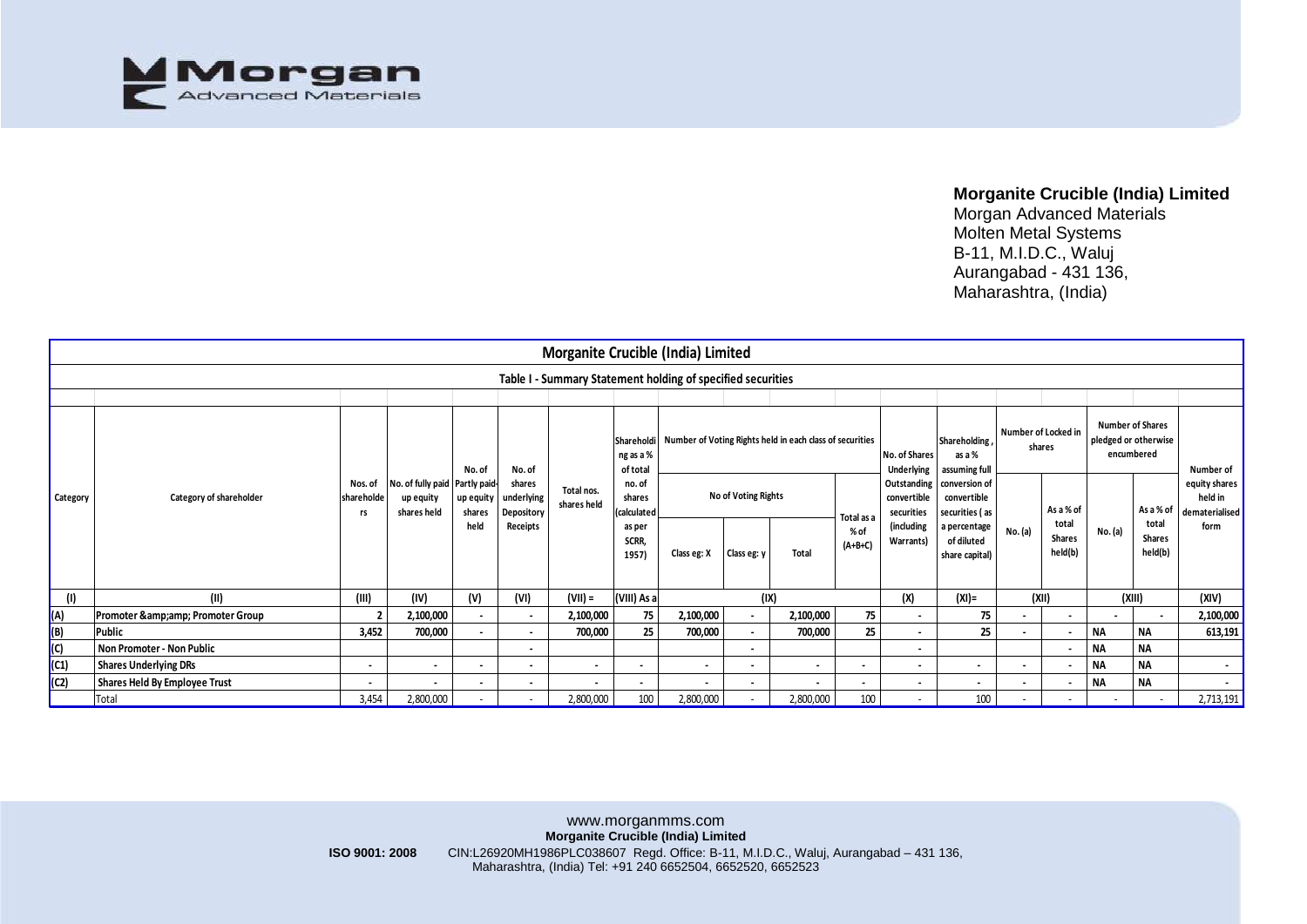**Morganite Crucible (India) Limited**
Morgan Advanced Materials
Molten Metal Systems
B-11, M.I.D.C., Waluj
Aurangabad - 431 136,
Maharashtra, (India)

## Morganite Crucible (India) Limited

### Table I - Summary Statement holding of specified securities

| Category | Category of shareholder | Nos. of shareholders | No. of fully paid up equity shares held | No. of Partly paid-up equity shares held | No. of shares underlying Depository Receipts | Total nos. shares held | Shareholding as a % of total no. of shares (calculated as per SCRR, 1957) | Number of Voting Rights held in each class of securities | | | | No. of Shares Underlying Outstanding convertible securities (including Warrants) | Shareholding , as a % assuming full conversion of convertible securities ( as a percentage of diluted share capital) | Number of Locked in shares | | Number of Shares pledged or otherwise encumbered | | Number of equity shares held in dematerialised form |
|---|---|---|---|---|---|---|---|---|---|---|---|---|---|---|---|---|---|---|
| | | | | | | | | No of Voting Rights | | | Total as a % of (A+B+C) | | | No. (a) | As a % of total Shares held(b) | No. (a) | As a % of total Shares held(b) | |
| | | | | | | | | Class eg: X | Class eg: y | Total | | | | | | | | |
| (I) | (II) | (III) | (IV) | (V) | (VI) | (VII) = | (VIII) As a | (IX) | | | | (X) | (XI)= | (XII) | | (XIII) | | (XIV) |
| (A) | Promoter &amp;amp; Promoter Group | 2 | 2,100,000 | - | - | 2,100,000 | 75 | 2,100,000 | - | 2,100,000 | 75 | - | 75 | - | - | - | - | 2,100,000 |
| (B) | Public | 3,452 | 700,000 | - | - | 700,000 | 25 | 700,000 | - | 700,000 | 25 | - | 25 | - | - | NA | NA | 613,191 |
| (C) | Non Promoter - Non Public | | | | - | | | | - | | | - | | | - | NA | NA | |
| (C1) | Shares Underlying DRs | - | - | - | - | - | - | - | - | - | - | - | - | - | - | NA | NA | - |
| (C2) | Shares Held By Employee Trust | - | - | - | - | - | - | - | - | - | - | - | - | - | - | NA | NA | - |
| | Total | 3,454 | 2,800,000 | - | - | 2,800,000 | 100 | 2,800,000 | - | 2,800,000 | 100 | - | 100 | - | - | - | - | 2,713,191 |

www.morganmms.com
**Morganite Crucible (India) Limited**
**ISO 9001: 2008** CIN:L26920MH1986PLC038607 Regd. Office: B-11, M.I.D.C., Waluj, Aurangabad – 431 136, Maharashtra, (India) Tel: +91 240 6652504, 6652520, 6652523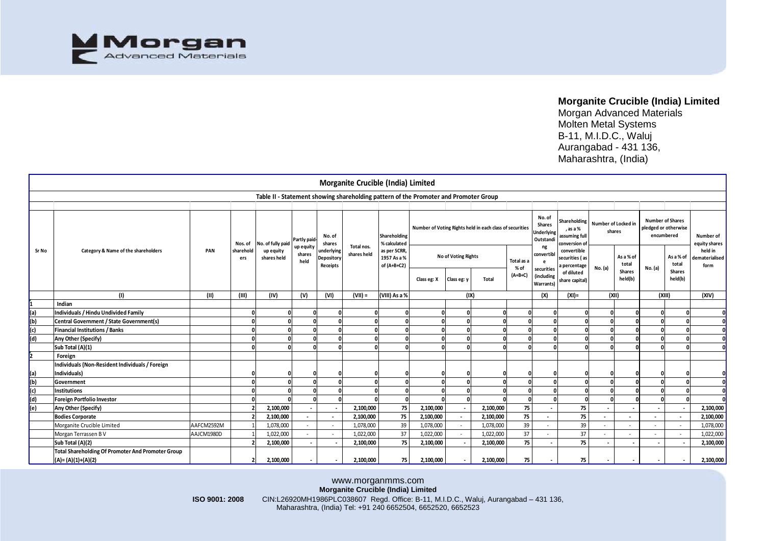**Morganite Crucible (India) Limited**
Morgan Advanced Materials
Molten Metal Systems
B-11, M.I.D.C., Waluj
Aurangabad - 431 136,
Maharashtra, (India)

## Morganite Crucible (India) Limited

### Table II - Statement showing shareholding pattern of the Promoter and Promoter Group

| Sr No | Category & Name of the shareholders | PAN | Nos. of shareholders | No. of fully paid up equity shares held | Partly paid-up equity shares held | No. of shares underlying Depository Receipts | Total nos. shares held | Shareholding % calculated as per SCRR, 1957 As a % of (A+B+C2) | Number of Voting Rights held in each class of securities | | | | No. of Shares Underlying Outstanding convertible securities (including Warrants) | Shareholding, as a % assuming full conversion of convertible securities (as a percentage of diluted share capital) | Number of Locked in shares | | Number of Shares pledged or otherwise encumbered | | Number of equity shares held in dematerialised form |
|---|---|---|---|---|---|---|---|---|---|---|---|---|---|---|---|---|---|---|---|
| | | | | | | | | | No of Voting Rights | | | Total as a % of (A+B+C) | | | No. (a) | As a % of total Shares held(b) | No. (a) | As a % of total Shares held(b) | |
| | | | | | | | | | Class eg: X | Class eg: y | Total | | | | | | | | |
| | (I) | (II) | (III) | (IV) | (V) | (VI) | (VII) = | (VIII) As a % | (IX) | | | | (X) | (XI)= | (XII) | | (XIII) | | (XIV) |
| 1 | Indian | | | | | | | | | | | | | | | | | | |
| (a) | Individuals / Hindu Undivided Family | | 0 | 0 | 0 | 0 | 0 | 0 | 0 | 0 | 0 | 0 | 0 | 0 | 0 | 0 | 0 | 0 | 0 |
| (b) | Central Government / State Government(s) | | 0 | 0 | 0 | 0 | 0 | 0 | 0 | 0 | 0 | 0 | 0 | 0 | 0 | 0 | 0 | 0 | 0 |
| (c) | Financial Institutions / Banks | | 0 | 0 | 0 | 0 | 0 | 0 | 0 | 0 | 0 | 0 | 0 | 0 | 0 | 0 | 0 | 0 | 0 |
| (d) | Any Other (Specify) | | 0 | 0 | 0 | 0 | 0 | 0 | 0 | 0 | 0 | 0 | 0 | 0 | 0 | 0 | 0 | 0 | 0 |
| | Sub Total (A)(1) | | 0 | 0 | 0 | 0 | 0 | 0 | 0 | 0 | 0 | 0 | 0 | 0 | 0 | 0 | 0 | 0 | 0 |
| 2 | Foreign | | | | | | | | | | | | | | | | | | |
| (a) | Individuals (Non-Resident Individuals / Foreign Individuals) | | 0 | 0 | 0 | 0 | 0 | 0 | 0 | 0 | 0 | 0 | 0 | 0 | 0 | 0 | 0 | 0 | 0 |
| (b) | Government | | 0 | 0 | 0 | 0 | 0 | 0 | 0 | 0 | 0 | 0 | 0 | 0 | 0 | 0 | 0 | 0 | 0 |
| (c) | Institutions | | 0 | 0 | 0 | 0 | 0 | 0 | 0 | 0 | 0 | 0 | 0 | 0 | 0 | 0 | 0 | 0 | 0 |
| (d) | Foreign Portfolio Investor | | 0 | 0 | 0 | 0 | 0 | 0 | 0 | 0 | 0 | 0 | 0 | 0 | 0 | 0 | 0 | 0 | 0 |
| (e) | Any Other (Specify) | | 2 | 2,100,000 | - | - | 2,100,000 | 75 | 2,100,000 | - | 2,100,000 | 75 | - | 75 | - | - | - | - | 2,100,000 |
| | Bodies Corporate | | 2 | 2,100,000 | - | - | 2,100,000 | 75 | 2,100,000 | - | 2,100,000 | 75 | - | 75 | - | - | - | - | 2,100,000 |
| | Morganite Crucible Limited | AAFCM2592M | 1 | 1,078,000 | - | - | 1,078,000 | 39 | 1,078,000 | - | 1,078,000 | 39 | - | 39 | - | - | - | - | 1,078,000 |
| | Morgan Terrassen B V | AAJCM1980D | 1 | 1,022,000 | - | - | 1,022,000 | 37 | 1,022,000 | - | 1,022,000 | 37 | - | 37 | - | - | - | - | 1,022,000 |
| | Sub Total (A)(2) | | 2 | 2,100,000 | - | - | 2,100,000 | 75 | 2,100,000 | - | 2,100,000 | 75 | - | 75 | - | - | - | - | 2,100,000 |
| | Total Shareholding Of Promoter And Promoter Group (A)= (A)(1)+(A)(2) | | 2 | 2,100,000 | - | - | 2,100,000 | 75 | 2,100,000 | - | 2,100,000 | 75 | - | 75 | - | - | - | - | 2,100,000 |

www.morganmms.com
**Morganite Crucible (India) Limited**
ISO 9001: 2008 CIN:L26920MH1986PLC038607 Regd. Office: B-11, M.I.D.C., Waluj, Aurangabad – 431 136, Maharashtra, (India) Tel: +91 240 6652504, 6652520, 6652523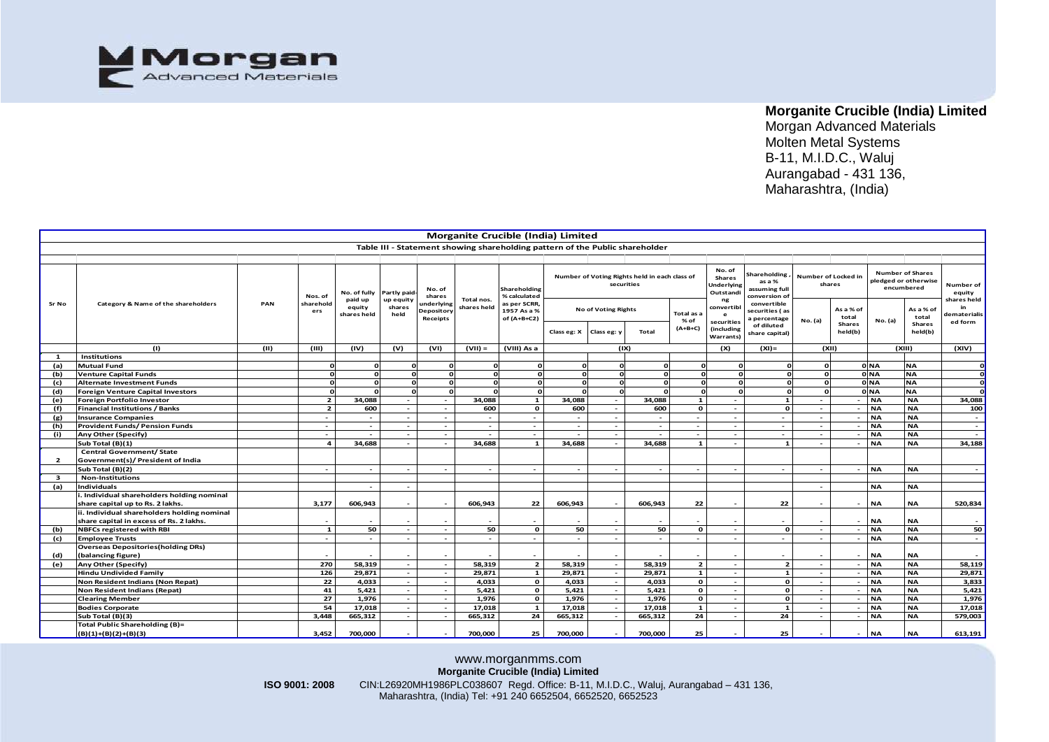**Morganite Crucible (India) Limited**
Morgan Advanced Materials
Molten Metal Systems
B-11, M.I.D.C., Waluj
Aurangabad - 431 136,
Maharashtra, (India)

| Morganite Crucible (India) Limited | | | | | | | | | | | | | | | | | | | | |
|---|---|---|---|---|---|---|---|---|---|---|---|---|---|---|---|---|---|---|---|---|
| Table III - Statement showing shareholding pattern of the Public shareholder | | | | | | | | | | | | | | | | | | | | |
| Sr No | Category & Name of the shareholders | PAN | Nos. of shareholders | No. of fully paid up equity shares held | Partly paid-up equity shares held | No. of shares underlying Depository Receipts | Total nos. shares held | Shareholding % calculated as per SCRR, 1957 As a % of (A+B+C2) | Number of Voting Rights held in each class of securities | | | | No. of Shares Underlying Outstanding convertible securities (including Warrants) | Shareholding, as a % assuming full conversion of convertible securities (as a percentage of diluted share capital) | Number of Locked in shares | | Number of Shares pledged or otherwise encumbered | | Number of equity shares held in dematerialised form |
| | | | | | | | | | No of Voting Rights | | | Total as a % of (A+B+C) | | | No. (a) | As a % of total Shares held(b) | No. (a) | As a % of total Shares held(b) | |
| | | | | | | | | | Class eg: X | Class eg: y | Total | | | | | | | | |
| | (I) | (II) | (III) | (IV) | (V) | (VI) | (VII) = | (VIII) As a | (IX) | | | | (X) | (XI)= | (XII) | | (XIII) | | (XIV) |
| 1 | Institutions | | | | | | | | | | | | | | | | | | |
| (a) | Mutual Fund | | 0 | 0 | 0 | 0 | 0 | 0 | 0 | 0 | 0 | 0 | 0 | 0 | 0 | 0 | NA | NA | 0 |
| (b) | Venture Capital Funds | | 0 | 0 | 0 | 0 | 0 | 0 | 0 | 0 | 0 | 0 | 0 | 0 | 0 | 0 | NA | NA | 0 |
| (c) | Alternate Investment Funds | | 0 | 0 | 0 | 0 | 0 | 0 | 0 | 0 | 0 | 0 | 0 | 0 | 0 | 0 | NA | NA | 0 |
| (d) | Foreign Venture Capital Investors | | 0 | 0 | 0 | 0 | 0 | 0 | 0 | 0 | 0 | 0 | 0 | 0 | 0 | 0 | NA | NA | 0 |
| (e) | Foreign Portfolio Investor | | 2 | 34,088 | - | - | 34,088 | 1 | 34,088 | - | 34,088 | 1 | - | 1 | - | - | NA | NA | 34,088 |
| (f) | Financial Institutions / Banks | | 2 | 600 | - | - | 600 | 0 | 600 | - | 600 | 0 | - | 0 | - | - | NA | NA | 100 |
| (g) | Insurance Companies | | - | - | - | - | - | - | - | - | - | - | - | - | - | - | NA | NA | - |
| (h) | Provident Funds/ Pension Funds | | - | - | - | - | - | - | - | - | - | - | - | - | - | - | NA | NA | - |
| (i) | Any Other (Specify) | | - | - | - | - | - | - | - | - | - | - | - | - | - | - | NA | NA | - |
| | Sub Total (B)(1) | | 4 | 34,688 | - | - | 34,688 | 1 | 34,688 | - | 34,688 | 1 | - | 1 | - | - | NA | NA | 34,188 |
| 2 | Central Government/ State Government(s)/ President of India | | | | | | | | | | | | | | | | | | |
| | Sub Total (B)(2) | | - | - | - | - | - | - | - | - | - | - | - | - | - | - | NA | NA | - |
| 3 | Non-Institutions | | | | | | | | | | | | | | | | | | |
| (a) | Individuals | | | - | - | | | | | | | | | | - | | NA | NA | |
| | i. Individual shareholders holding nominal share capital up to Rs. 2 lakhs. | | 3,177 | 606,943 | - | - | 606,943 | 22 | 606,943 | - | 606,943 | 22 | - | 22 | - | - | NA | NA | 520,834 |
| | ii. Individual shareholders holding nominal share capital in excess of Rs. 2 lakhs. | | - | - | - | - | - | - | - | - | - | - | - | - | - | - | NA | NA | - |
| (b) | NBFCs registered with RBI | | 1 | 50 | - | - | 50 | 0 | 50 | - | 50 | 0 | - | 0 | - | - | NA | NA | 50 |
| (c) | Employee Trusts | | - | - | - | - | - | - | - | - | - | - | - | - | - | - | NA | NA | - |
| (d) | Overseas Depositories(holding DRs) (balancing figure) | | - | - | - | - | - | - | - | - | - | - | - | - | - | - | NA | NA | - |
| (e) | Any Other (Specify) | | 270 | 58,319 | - | - | 58,319 | 2 | 58,319 | - | 58,319 | 2 | - | 2 | - | - | NA | NA | 58,119 |
| | Hindu Undivided Family | | 126 | 29,871 | - | - | 29,871 | 1 | 29,871 | - | 29,871 | 1 | - | 1 | - | - | NA | NA | 29,871 |
| | Non Resident Indians (Non Repat) | | 22 | 4,033 | - | - | 4,033 | 0 | 4,033 | - | 4,033 | 0 | - | 0 | - | - | NA | NA | 3,833 |
| | Non Resident Indians (Repat) | | 41 | 5,421 | - | - | 5,421 | 0 | 5,421 | - | 5,421 | 0 | - | 0 | - | - | NA | NA | 5,421 |
| | Clearing Member | | 27 | 1,976 | - | - | 1,976 | 0 | 1,976 | - | 1,976 | 0 | - | 0 | - | - | NA | NA | 1,976 |
| | Bodies Corporate | | 54 | 17,018 | - | - | 17,018 | 1 | 17,018 | - | 17,018 | 1 | - | 1 | - | - | NA | NA | 17,018 |
| | Sub Total (B)(3) | | 3,448 | 665,312 | - | - | 665,312 | 24 | 665,312 | - | 665,312 | 24 | - | 24 | - | - | NA | NA | 579,003 |
| | Total Public Shareholding (B)= (B)(1)+(B)(2)+(B)(3) | | 3,452 | 700,000 | - | - | 700,000 | 25 | 700,000 | - | 700,000 | 25 | - | 25 | - | - | NA | NA | 613,191 |

www.morganmms.com
**Morganite Crucible (India) Limited**
**ISO 9001: 2008** CIN:L26920MH1986PLC038607 Regd. Office: B-11, M.I.D.C., Waluj, Aurangabad – 431 136, Maharashtra, (India) Tel: +91 240 6652504, 6652520, 6652523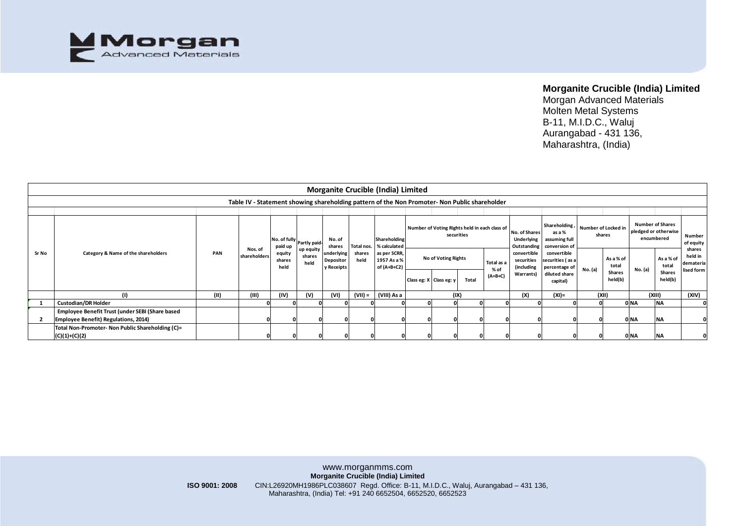**Morganite Crucible (India) Limited**
Morgan Advanced Materials
Molten Metal Systems
B-11, M.I.D.C., Waluj
Aurangabad - 431 136,
Maharashtra, (India)

## Morganite Crucible (India) Limited

### Table IV - Statement showing shareholding pattern of the Non Promoter- Non Public shareholder

| Sr No | Category & Name of the shareholders | PAN | Nos. of shareholders | No. of fully paid up equity shares held | Partly paid-up equity shares held | No. of shares underlying Depository Receipts | Total nos. shares held | Shareholding % calculated as per SCRR, 1957 As a % of (A+B+C2) | Number of Voting Rights held in each class of securities | | | | No. of Shares Underlying Outstanding convertible securities (including Warrants) | Shareholding , as a % assuming full conversion of convertible securities ( as a percentage of diluted share capital) | Number of Locked in shares | | Number of Shares pledged or otherwise encumbered | | Number of equity shares held in dematerialised form |
|---|---|---|---|---|---|---|---|---|---|---|---|---|---|---|---|---|---|---|---|
| | | | | | | | | | No of Voting Rights | | | Total as a % of (A+B+C) | | | No. (a) | As a % of total Shares held(b) | No. (a) | As a % of total Shares held(b) | |
| | | | | | | | | | Class eg: X | Class eg: y | Total | | | | | | | | |
| | (I) | (II) | (III) | (IV) | (V) | (VI) | (VII) = | (VIII) As a | (IX) | | | | (X) | (XI)= | (XII) | | (XIII) | | (XIV) |
| 1 | Custodian/DR Holder | | 0 | 0 | 0 | 0 | 0 | 0 | 0 | 0 | 0 | 0 | 0 | 0 | 0 | 0 | NA | NA | 0 |
| 2 | Employee Benefit Trust (under SEBI (Share based Employee Benefit) Regulations, 2014) | | 0 | 0 | 0 | 0 | 0 | 0 | 0 | 0 | 0 | 0 | 0 | 0 | 0 | 0 | NA | NA | 0 |
| | Total Non-Promoter- Non Public Shareholding (C)= (C)(1)+(C)(2) | | 0 | 0 | 0 | 0 | 0 | 0 | 0 | 0 | 0 | 0 | 0 | 0 | 0 | 0 | NA | NA | 0 |

www.morganmms.com
**Morganite Crucible (India) Limited**
**ISO 9001: 2008** CIN:L26920MH1986PLC038607 Regd. Office: B-11, M.I.D.C., Waluj, Aurangabad – 431 136, Maharashtra, (India) Tel: +91 240 6652504, 6652520, 6652523